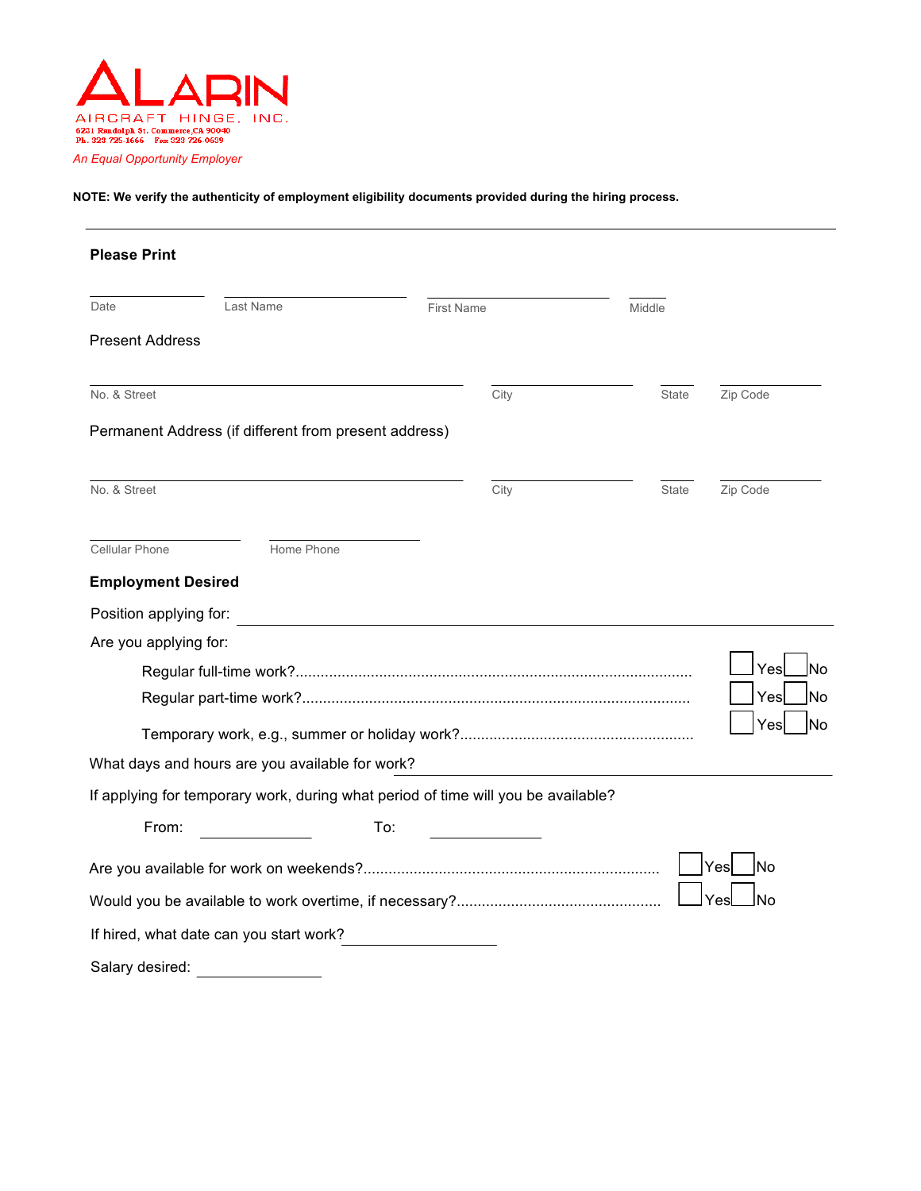**ALARIN**

AIRCRAFT HINGE, INC.

6231 Randolph St. Commerce, CA 90040

Ph. 323 725-1666    Fax 323 726-0639

*An Equal Opportunity Employer*

**NOTE: We verify the authenticity of employment eligibility documents provided during the hiring process.**

---

**Please Print**

| Date | Last Name | First Name | Middle |
|---|---|---|---|
| | | | |

Present Address

| No. & Street | City | State | Zip Code |
|---|---|---|---|
| | | | |

Permanent Address (if different from present address)

| No. & Street | City | State | Zip Code |
|---|---|---|---|
| | | | |

| Cellular Phone | Home Phone |
|---|---|
| | |

**Employment Desired**

Position applying for: ____________________

Are you applying for:

- Regular full-time work?............................................................ ☐ Yes ☐ No
- Regular part-time work?............................................................ ☐ Yes ☐ No
- Temporary work, e.g., summer or holiday work?................................ ☐ Yes ☐ No

What days and hours are you available for work? ____________________

If applying for temporary work, during what period of time will you be available?

From: ______________ To: ______________

Are you available for work on weekends?........................................ ☐ Yes ☐ No

Would you be available to work overtime, if necessary?...................... ☐ Yes ☐ No

If hired, what date can you start work? ______________

Salary desired: ______________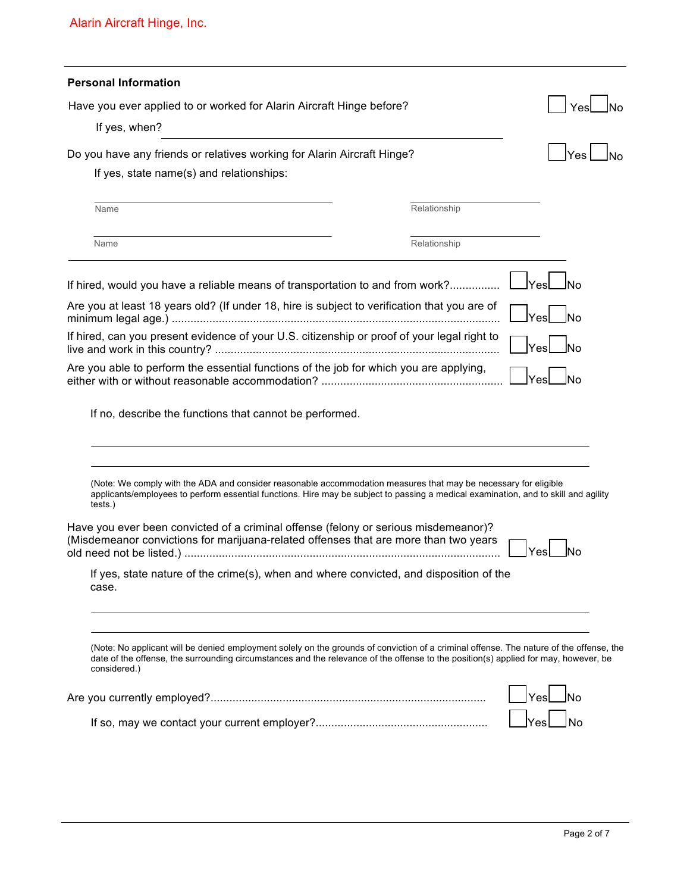Alarin Aircraft Hinge, Inc.

## Personal Information

Have you ever applied to or worked for Alarin Aircraft Hinge before? ☐ Yes ☐ No

If yes, when? ______________________________

Do you have any friends or relatives working for Alarin Aircraft Hinge? ☐ Yes ☐ No

If yes, state name(s) and relationships:

______________________________ ______________________________
Name Relationship

______________________________ ______________________________
Name Relationship

If hired, would you have a reliable means of transportation to and from work?............... ☐ Yes ☐ No

Are you at least 18 years old? (If under 18, hire is subject to verification that you are of minimum legal age.) ....................................................................................................... ☐ Yes ☐ No

If hired, can you present evidence of your U.S. citizenship or proof of your legal right to live and work in this country? ......................................................................................... ☐ Yes ☐ No

Are you able to perform the essential functions of the job for which you are applying, either with or without reasonable accommodation? .......................................................... ☐ Yes ☐ No

If no, describe the functions that cannot be performed.

______________________________

______________________________

(Note: We comply with the ADA and consider reasonable accommodation measures that may be necessary for eligible applicants/employees to perform essential functions. Hire may be subject to passing a medical examination, and to skill and agility tests.)

Have you ever been convicted of a criminal offense (felony or serious misdemeanor)? (Misdemeanor convictions for marijuana-related offenses that are more than two years old need not be listed.) .................................................................................................. ☐ Yes ☐ No

If yes, state nature of the crime(s), when and where convicted, and disposition of the case.

______________________________

______________________________

(Note: No applicant will be denied employment solely on the grounds of conviction of a criminal offense. The nature of the offense, the date of the offense, the surrounding circumstances and the relevance of the offense to the position(s) applied for may, however, be considered.)

Are you currently employed?....................................................................................... ☐ Yes ☐ No

If so, may we contact your current employer?...................................................... ☐ Yes ☐ No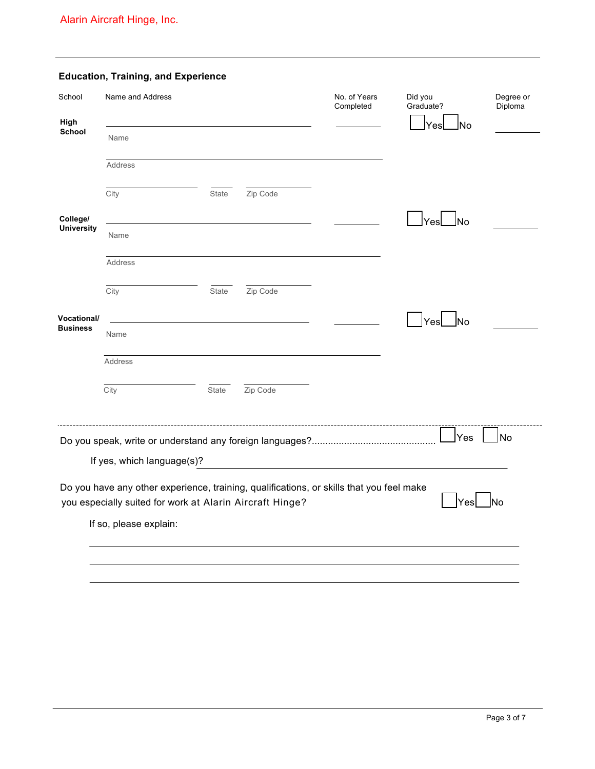Alarin Aircraft Hinge, Inc.

## Education, Training, and Experience

| School | Name and Address | No. of Years Completed | Did you Graduate? | Degree or Diploma |
|---|---|---|---|---|
| **High School** | ______________________ Name<br>______________________ Address<br>________ City ____ State ______ Zip Code | ________ | ☐ Yes ☐ No | ________ |
| **College/ University** | ______________________ Name<br>______________________ Address<br>________ City ____ State ______ Zip Code | ________ | ☐ Yes ☐ No | ________ |
| **Vocational/ Business** | ______________________ Name<br>______________________ Address<br>________ City ____ State ______ Zip Code | ________ | ☐ Yes ☐ No | ________ |

---

Do you speak, write or understand any foreign languages?.............................................. ☐ Yes ☐ No

If yes, which language(s)? ______________________________________________

Do you have any other experience, training, qualifications, or skills that you feel make you especially suited for work at Alarin Aircraft Hinge? ☐ Yes ☐ No

If so, please explain:

______________________________________________

______________________________________________

______________________________________________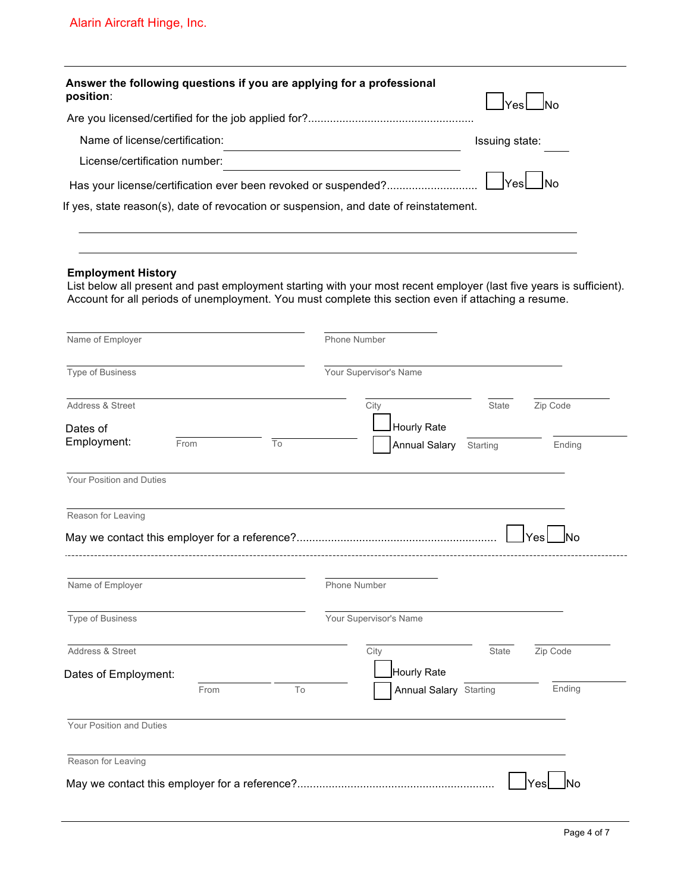Alarin Aircraft Hinge, Inc.

---

**Answer the following questions if you are applying for a professional position**:

Are you licensed/certified for the job applied for?.................................................... ☐ Yes ☐ No

Name of license/certification: ______________________________ Issuing state: ______

License/certification number: ______________________________

Has your license/certification ever been revoked or suspended?............................. ☐ Yes ☐ No

If yes, state reason(s), date of revocation or suspension, and date of reinstatement.

______________________________________________________________

______________________________________________________________

**Employment History**

List below all present and past employment starting with your most recent employer (last five years is sufficient). Account for all periods of unemployment. You must complete this section even if attaching a resume.

______________________________ ______________________
Name of Employer Phone Number

______________________________ ______________________________
Type of Business Your Supervisor's Name

______________________________ ______________ ______ __________
Address & Street City State Zip Code

Dates of Employment: __________ From __________ To ☐ Hourly Rate ☐ Annual Salary __________ Starting __________ Ending

______________________________________________________________
Your Position and Duties

______________________________________________________________
Reason for Leaving

May we contact this employer for a reference?............................................................... ☐ Yes ☐ No

---

______________________________ ______________________
Name of Employer Phone Number

______________________________ ______________________________
Type of Business Your Supervisor's Name

______________________________ ______________ ______ __________
Address & Street City State Zip Code

Dates of Employment: __________ From __________ To ☐ Hourly Rate ☐ Annual Salary __________ Starting __________ Ending

______________________________________________________________
Your Position and Duties

______________________________________________________________
Reason for Leaving

May we contact this employer for a reference?............................................................... ☐ Yes ☐ No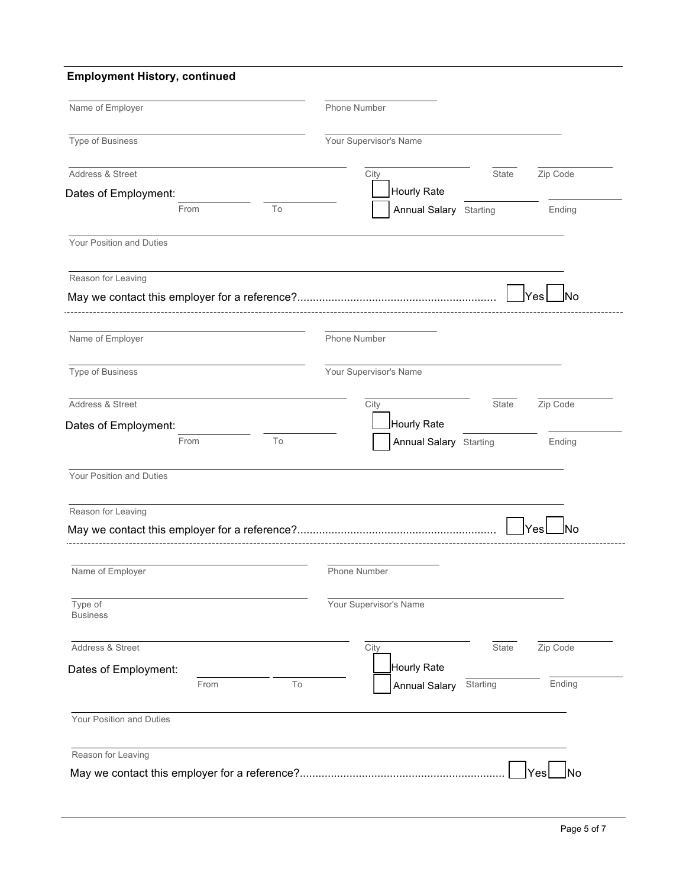**Employment History, continued**

Name of Employer ______________________ Phone Number ______________________

Type of Business ______________________ Your Supervisor's Name ______________________

Address & Street ______________________ City ____________ State ______ Zip Code ________

Dates of Employment: From ________ To ________

☐ Hourly Rate ☐ Annual Salary Starting ________ Ending ________

Your Position and Duties ______________________

Reason for Leaving ______________________

May we contact this employer for a reference?................................................................ ☐ Yes ☐ No

---

Name of Employer ______________________ Phone Number ______________________

Type of Business ______________________ Your Supervisor's Name ______________________

Address & Street ______________________ City ____________ State ______ Zip Code ________

Dates of Employment: From ________ To ________

☐ Hourly Rate ☐ Annual Salary Starting ________ Ending ________

Your Position and Duties ______________________

Reason for Leaving ______________________

May we contact this employer for a reference?................................................................ ☐ Yes ☐ No

---

Name of Employer ______________________ Phone Number ______________________

Type of Business ______________________ Your Supervisor's Name ______________________

Address & Street ______________________ City ____________ State ______ Zip Code ________

Dates of Employment: From ________ To ________

☐ Hourly Rate ☐ Annual Salary Starting ________ Ending ________

Your Position and Duties ______________________

Reason for Leaving ______________________

May we contact this employer for a reference?................................................................ ☐ Yes ☐ No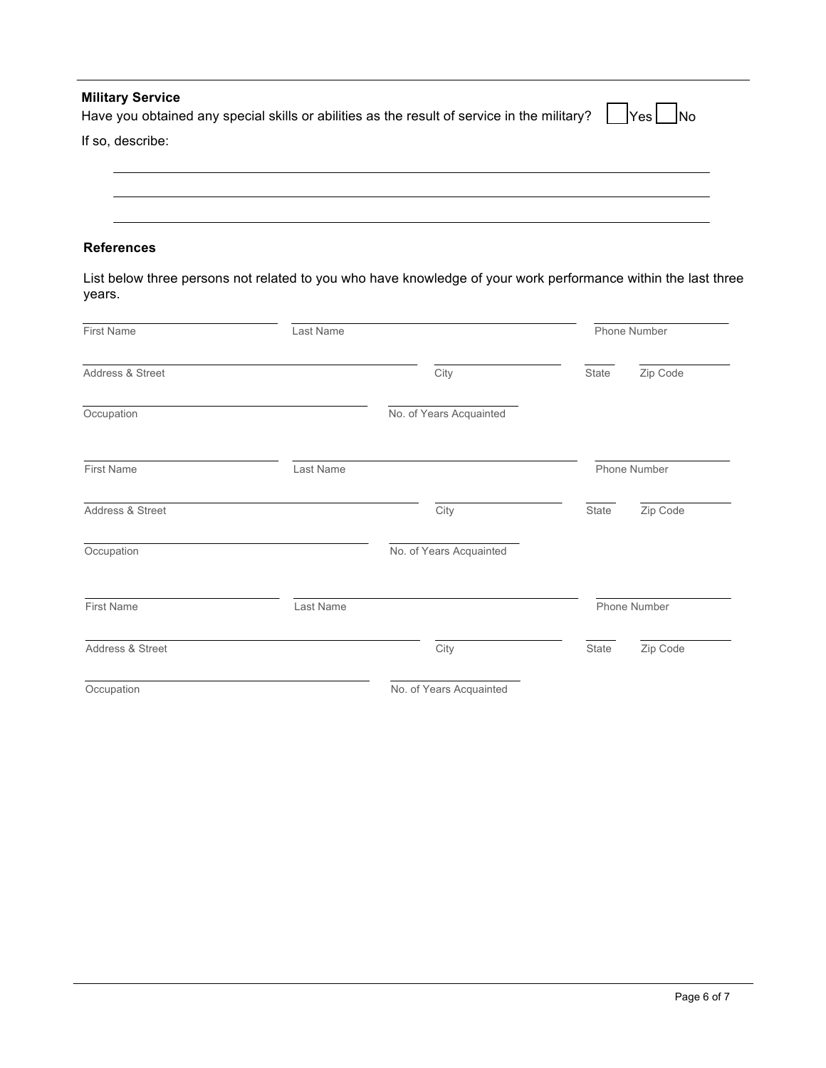## Military Service

Have you obtained any special skills or abilities as the result of service in the military? ☐ Yes ☐ No

If so, describe:

\_\_\_\_\_\_\_\_\_\_\_\_\_\_\_\_\_\_\_\_\_\_\_\_\_\_\_\_\_\_\_\_\_\_\_\_\_\_\_\_\_\_\_\_\_\_\_\_\_\_\_\_\_\_\_\_\_\_\_\_

\_\_\_\_\_\_\_\_\_\_\_\_\_\_\_\_\_\_\_\_\_\_\_\_\_\_\_\_\_\_\_\_\_\_\_\_\_\_\_\_\_\_\_\_\_\_\_\_\_\_\_\_\_\_\_\_\_\_\_\_

\_\_\_\_\_\_\_\_\_\_\_\_\_\_\_\_\_\_\_\_\_\_\_\_\_\_\_\_\_\_\_\_\_\_\_\_\_\_\_\_\_\_\_\_\_\_\_\_\_\_\_\_\_\_\_\_\_\_\_\_

## References

List below three persons not related to you who have knowledge of your work performance within the last three years.

| First Name | Last Name | | Phone Number |
|---|---|---|---|
| | | | |

| Address & Street | City | State | Zip Code |
|---|---|---|---|
| | | | |

| Occupation | No. of Years Acquainted |
|---|---|
| | |

| First Name | Last Name | | Phone Number |
|---|---|---|---|
| | | | |

| Address & Street | City | State | Zip Code |
|---|---|---|---|
| | | | |

| Occupation | No. of Years Acquainted |
|---|---|
| | |

| First Name | Last Name | | Phone Number |
|---|---|---|---|
| | | | |

| Address & Street | City | State | Zip Code |
|---|---|---|---|
| | | | |

| Occupation | No. of Years Acquainted |
|---|---|
| | |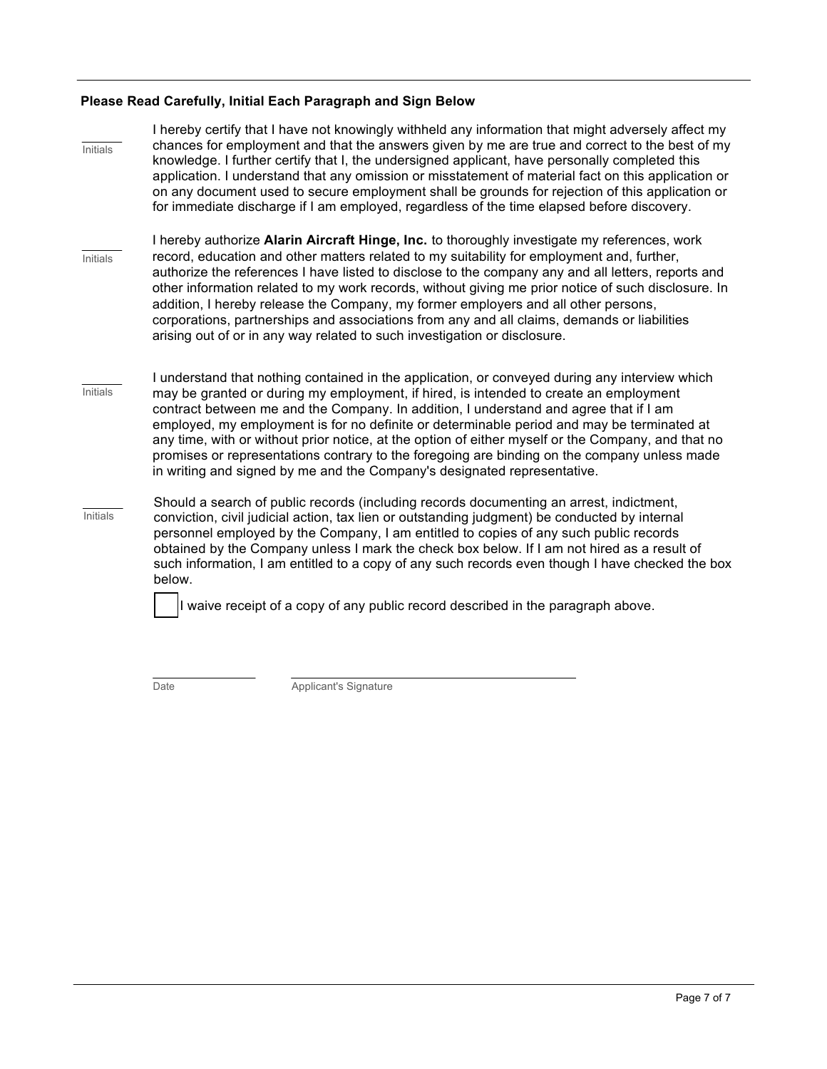**Please Read Carefully, Initial Each Paragraph and Sign Below**

_______ Initials

I hereby certify that I have not knowingly withheld any information that might adversely affect my chances for employment and that the answers given by me are true and correct to the best of my knowledge. I further certify that I, the undersigned applicant, have personally completed this application. I understand that any omission or misstatement of material fact on this application or on any document used to secure employment shall be grounds for rejection of this application or for immediate discharge if I am employed, regardless of the time elapsed before discovery.

_______ Initials

I hereby authorize **Alarin Aircraft Hinge, Inc.** to thoroughly investigate my references, work record, education and other matters related to my suitability for employment and, further, authorize the references I have listed to disclose to the company any and all letters, reports and other information related to my work records, without giving me prior notice of such disclosure. In addition, I hereby release the Company, my former employers and all other persons, corporations, partnerships and associations from any and all claims, demands or liabilities arising out of or in any way related to such investigation or disclosure.

_______ Initials

I understand that nothing contained in the application, or conveyed during any interview which may be granted or during my employment, if hired, is intended to create an employment contract between me and the Company. In addition, I understand and agree that if I am employed, my employment is for no definite or determinable period and may be terminated at any time, with or without prior notice, at the option of either myself or the Company, and that no promises or representations contrary to the foregoing are binding on the company unless made in writing and signed by me and the Company's designated representative.

_______ Initials

Should a search of public records (including records documenting an arrest, indictment, conviction, civil judicial action, tax lien or outstanding judgment) be conducted by internal personnel employed by the Company, I am entitled to copies of any such public records obtained by the Company unless I mark the check box below. If I am not hired as a result of such information, I am entitled to a copy of any such records even though I have checked the box below.

☐ I waive receipt of a copy of any public record described in the paragraph above.

_______________ Date

_______________________________ Applicant's Signature